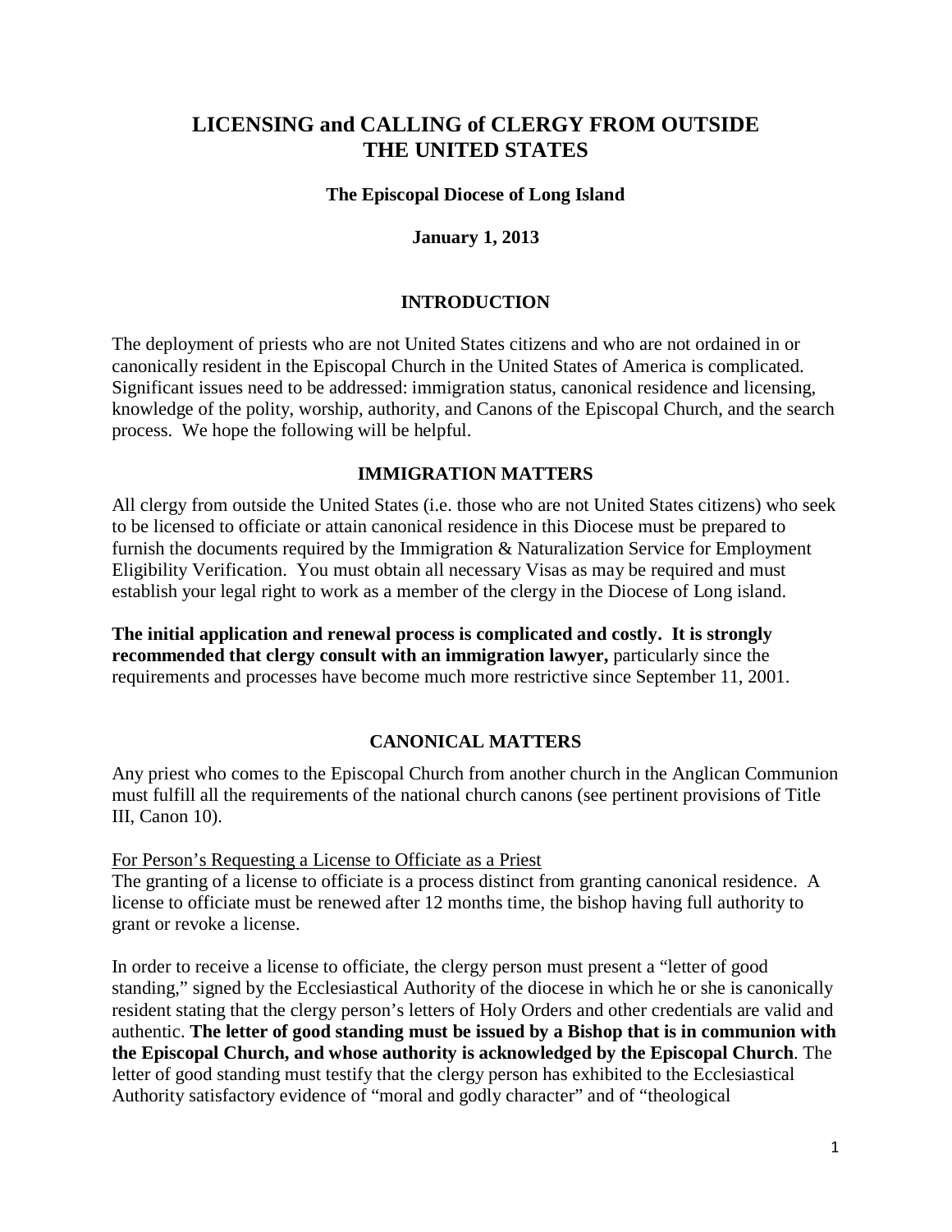# LICENSING and CALLING of CLERGY FROM OUTSIDE THE UNITED STATES

**The Episcopal Diocese of Long Island**

**January 1, 2013**

## INTRODUCTION

The deployment of priests who are not United States citizens and who are not ordained in or canonically resident in the Episcopal Church in the United States of America is complicated. Significant issues need to be addressed: immigration status, canonical residence and licensing, knowledge of the polity, worship, authority, and Canons of the Episcopal Church, and the search process. We hope the following will be helpful.

## IMMIGRATION MATTERS

All clergy from outside the United States (i.e. those who are not United States citizens) who seek to be licensed to officiate or attain canonical residence in this Diocese must be prepared to furnish the documents required by the Immigration & Naturalization Service for Employment Eligibility Verification. You must obtain all necessary Visas as may be required and must establish your legal right to work as a member of the clergy in the Diocese of Long island.

**The initial application and renewal process is complicated and costly. It is strongly recommended that clergy consult with an immigration lawyer,** particularly since the requirements and processes have become much more restrictive since September 11, 2001.

## CANONICAL MATTERS

Any priest who comes to the Episcopal Church from another church in the Anglican Communion must fulfill all the requirements of the national church canons (see pertinent provisions of Title III, Canon 10).

<u>For Person's Requesting a License to Officiate as a Priest</u>

The granting of a license to officiate is a process distinct from granting canonical residence. A license to officiate must be renewed after 12 months time, the bishop having full authority to grant or revoke a license.

In order to receive a license to officiate, the clergy person must present a "letter of good standing," signed by the Ecclesiastical Authority of the diocese in which he or she is canonically resident stating that the clergy person's letters of Holy Orders and other credentials are valid and authentic. **The letter of good standing must be issued by a Bishop that is in communion with the Episcopal Church, and whose authority is acknowledged by the Episcopal Church**. The letter of good standing must testify that the clergy person has exhibited to the Ecclesiastical Authority satisfactory evidence of "moral and godly character" and of "theological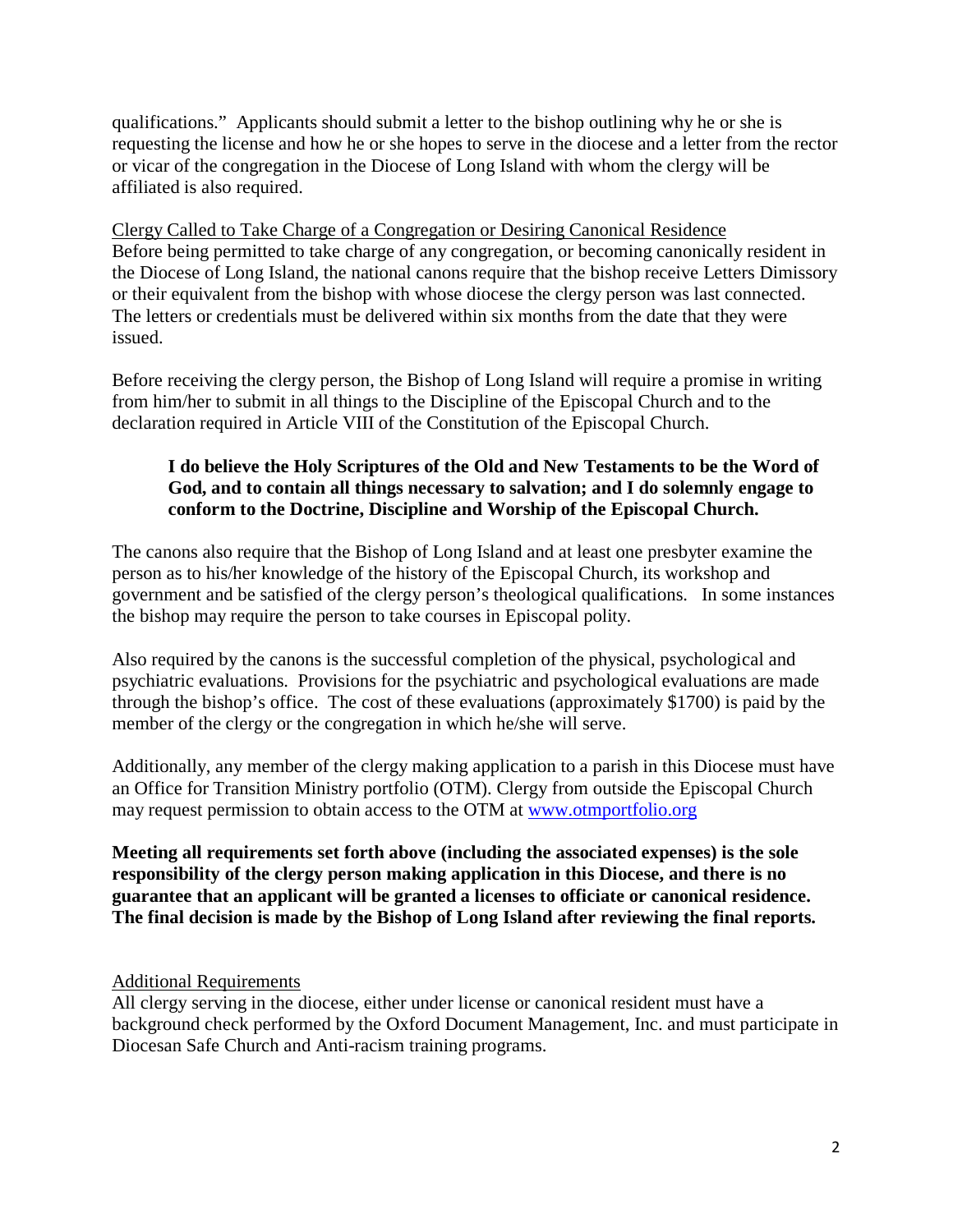qualifications." Applicants should submit a letter to the bishop outlining why he or she is requesting the license and how he or she hopes to serve in the diocese and a letter from the rector or vicar of the congregation in the Diocese of Long Island with whom the clergy will be affiliated is also required.

<u>Clergy Called to Take Charge of a Congregation or Desiring Canonical Residence</u>
Before being permitted to take charge of any congregation, or becoming canonically resident in the Diocese of Long Island, the national canons require that the bishop receive Letters Dimissory or their equivalent from the bishop with whose diocese the clergy person was last connected. The letters or credentials must be delivered within six months from the date that they were issued.

Before receiving the clergy person, the Bishop of Long Island will require a promise in writing from him/her to submit in all things to the Discipline of the Episcopal Church and to the declaration required in Article VIII of the Constitution of the Episcopal Church.

> **I do believe the Holy Scriptures of the Old and New Testaments to be the Word of God, and to contain all things necessary to salvation; and I do solemnly engage to conform to the Doctrine, Discipline and Worship of the Episcopal Church.**

The canons also require that the Bishop of Long Island and at least one presbyter examine the person as to his/her knowledge of the history of the Episcopal Church, its workshop and government and be satisfied of the clergy person's theological qualifications. In some instances the bishop may require the person to take courses in Episcopal polity.

Also required by the canons is the successful completion of the physical, psychological and psychiatric evaluations. Provisions for the psychiatric and psychological evaluations are made through the bishop's office. The cost of these evaluations (approximately $1700) is paid by the member of the clergy or the congregation in which he/she will serve.

Additionally, any member of the clergy making application to a parish in this Diocese must have an Office for Transition Ministry portfolio (OTM). Clergy from outside the Episcopal Church may request permission to obtain access to the OTM at [www.otmportfolio.org](http://www.otmportfolio.org)

**Meeting all requirements set forth above (including the associated expenses) is the sole responsibility of the clergy person making application in this Diocese, and there is no guarantee that an applicant will be granted a licenses to officiate or canonical residence. The final decision is made by the Bishop of Long Island after reviewing the final reports.**

<u>Additional Requirements</u>
All clergy serving in the diocese, either under license or canonical resident must have a background check performed by the Oxford Document Management, Inc. and must participate in Diocesan Safe Church and Anti-racism training programs.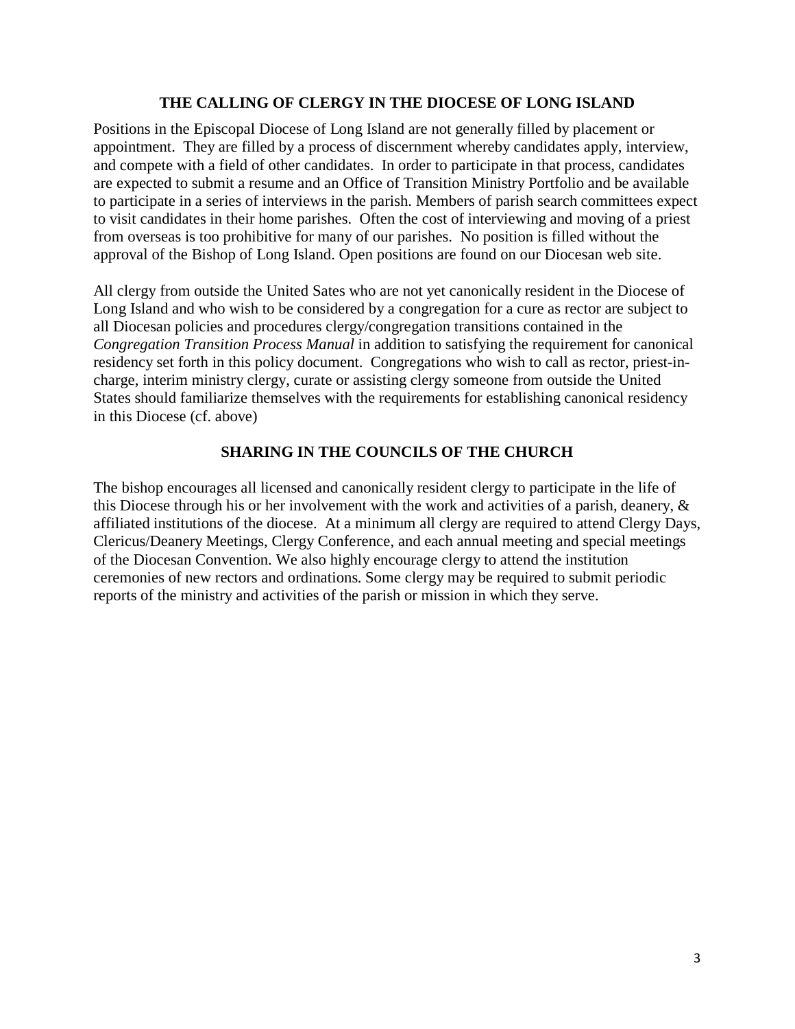## THE CALLING OF CLERGY IN THE DIOCESE OF LONG ISLAND

Positions in the Episcopal Diocese of Long Island are not generally filled by placement or appointment. They are filled by a process of discernment whereby candidates apply, interview, and compete with a field of other candidates. In order to participate in that process, candidates are expected to submit a resume and an Office of Transition Ministry Portfolio and be available to participate in a series of interviews in the parish. Members of parish search committees expect to visit candidates in their home parishes. Often the cost of interviewing and moving of a priest from overseas is too prohibitive for many of our parishes. No position is filled without the approval of the Bishop of Long Island. Open positions are found on our Diocesan web site.

All clergy from outside the United Sates who are not yet canonically resident in the Diocese of Long Island and who wish to be considered by a congregation for a cure as rector are subject to all Diocesan policies and procedures clergy/congregation transitions contained in the *Congregation Transition Process Manual* in addition to satisfying the requirement for canonical residency set forth in this policy document. Congregations who wish to call as rector, priest-in-charge, interim ministry clergy, curate or assisting clergy someone from outside the United States should familiarize themselves with the requirements for establishing canonical residency in this Diocese (cf. above)

## SHARING IN THE COUNCILS OF THE CHURCH

The bishop encourages all licensed and canonically resident clergy to participate in the life of this Diocese through his or her involvement with the work and activities of a parish, deanery, & affiliated institutions of the diocese. At a minimum all clergy are required to attend Clergy Days, Clericus/Deanery Meetings, Clergy Conference, and each annual meeting and special meetings of the Diocesan Convention. We also highly encourage clergy to attend the institution ceremonies of new rectors and ordinations. Some clergy may be required to submit periodic reports of the ministry and activities of the parish or mission in which they serve.